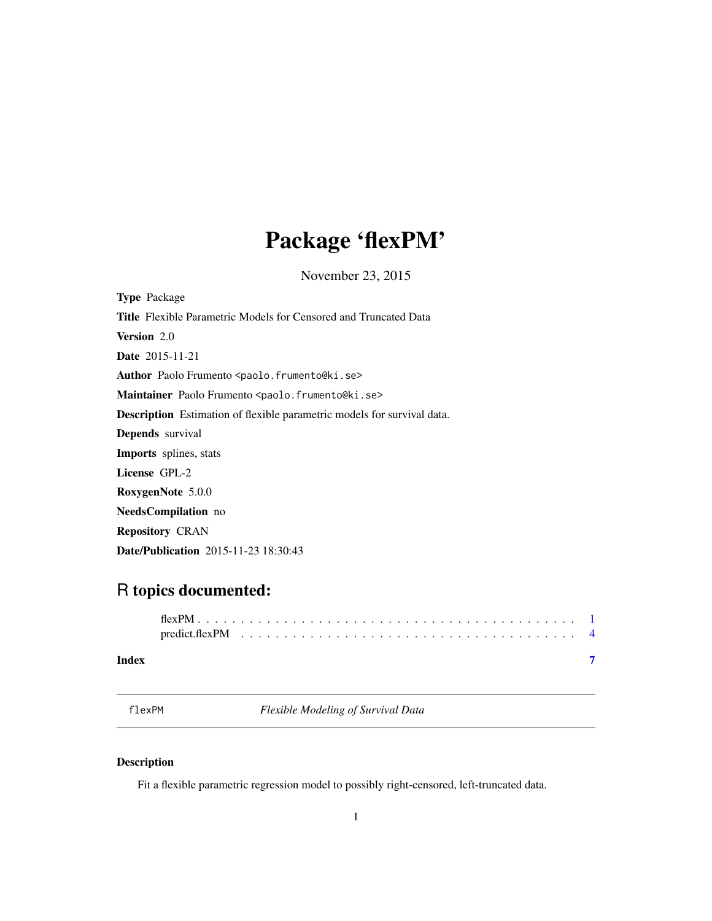# Package 'flexPM'

November 23, 2015

**Type** Package

**Title** Flexible Parametric Models for Censored and Truncated Data

**Version** 2.0

**Date** 2015-11-21

**Author** Paolo Frumento <paolo.frumento@ki.se>

**Maintainer** Paolo Frumento <paolo.frumento@ki.se>

**Description** Estimation of flexible parametric models for survival data.

**Depends** survival

**Imports** splines, stats

**License** GPL-2

**RoxygenNote** 5.0.0

**NeedsCompilation** no

**Repository** CRAN

**Date/Publication** 2015-11-23 18:30:43

## R topics documented:

- flexPM . . . . . . . . . . . . . . . . . . . . . . . . . . . . . . . . . . . . . . . . . . 1
- predict.flexPM . . . . . . . . . . . . . . . . . . . . . . . . . . . . . . . . . . . . . . 4

**Index** 7

---

`flexPM` *Flexible Modeling of Survival Data*

---

### Description

Fit a flexible parametric regression model to possibly right-censored, left-truncated data.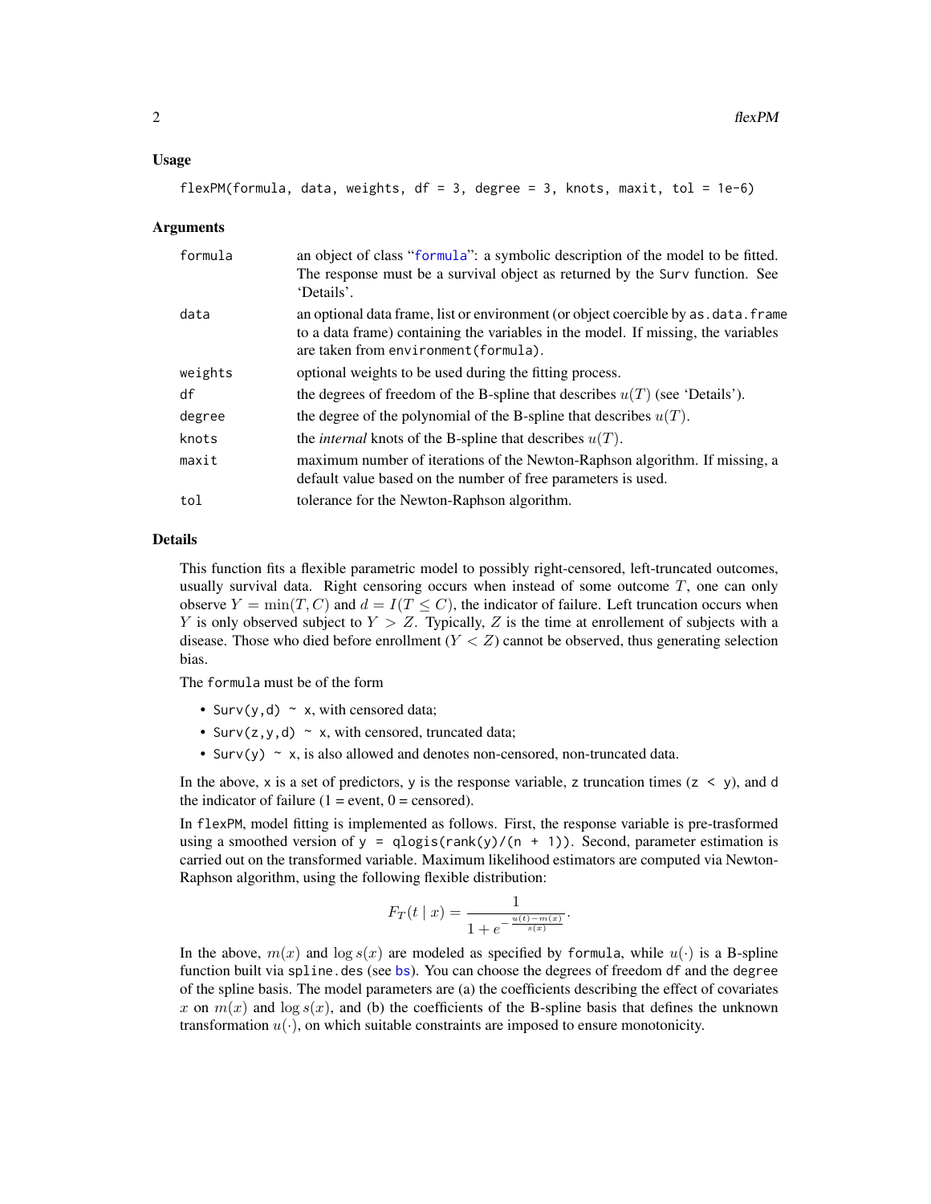### Usage

```
flexPM(formula, data, weights, df = 3, degree = 3, knots, maxit, tol = 1e-6)
```

### Arguments

| | |
|---|---|
| formula | an object of class "formula": a symbolic description of the model to be fitted. The response must be a survival object as returned by the Surv function. See 'Details'. |
| data | an optional data frame, list or environment (or object coercible by as.data.frame to a data frame) containing the variables in the model. If missing, the variables are taken from environment(formula). |
| weights | optional weights to be used during the fitting process. |
| df | the degrees of freedom of the B-spline that describes $u(T)$ (see 'Details'). |
| degree | the degree of the polynomial of the B-spline that describes $u(T)$. |
| knots | the *internal* knots of the B-spline that describes $u(T)$. |
| maxit | maximum number of iterations of the Newton-Raphson algorithm. If missing, a default value based on the number of free parameters is used. |
| tol | tolerance for the Newton-Raphson algorithm. |

### Details

This function fits a flexible parametric model to possibly right-censored, left-truncated outcomes, usually survival data. Right censoring occurs when instead of some outcome $T$, one can only observe $Y = \min(T, C)$ and $d = I(T \leq C)$, the indicator of failure. Left truncation occurs when $Y$ is only observed subject to $Y > Z$. Typically, $Z$ is the time at enrollement of subjects with a disease. Those who died before enrollment ($Y < Z$) cannot be observed, thus generating selection bias.

The formula must be of the form

- `Surv(y,d) ~ x`, with censored data;
- `Surv(z,y,d) ~ x`, with censored, truncated data;
- `Surv(y) ~ x`, is also allowed and denotes non-censored, non-truncated data.

In the above, x is a set of predictors, y is the response variable, z truncation times (`z < y`), and d the indicator of failure (1 = event, 0 = censored).

In flexPM, model fitting is implemented as follows. First, the response variable is pre-trasformed using a smoothed version of `y = qlogis(rank(y)/(n + 1))`. Second, parameter estimation is carried out on the transformed variable. Maximum likelihood estimators are computed via Newton-Raphson algorithm, using the following flexible distribution:

$$F_T(t \mid x) = \frac{1}{1 + e^{-\frac{u(t) - m(x)}{s(x)}}}.$$

In the above, $m(x)$ and $\log s(x)$ are modeled as specified by formula, while $u(\cdot)$ is a B-spline function built via spline.des (see bs). You can choose the degrees of freedom df and the degree of the spline basis. The model parameters are (a) the coefficients describing the effect of covariates $x$ on $m(x)$ and $\log s(x)$, and (b) the coefficients of the B-spline basis that defines the unknown transformation $u(\cdot)$, on which suitable constraints are imposed to ensure monotonicity.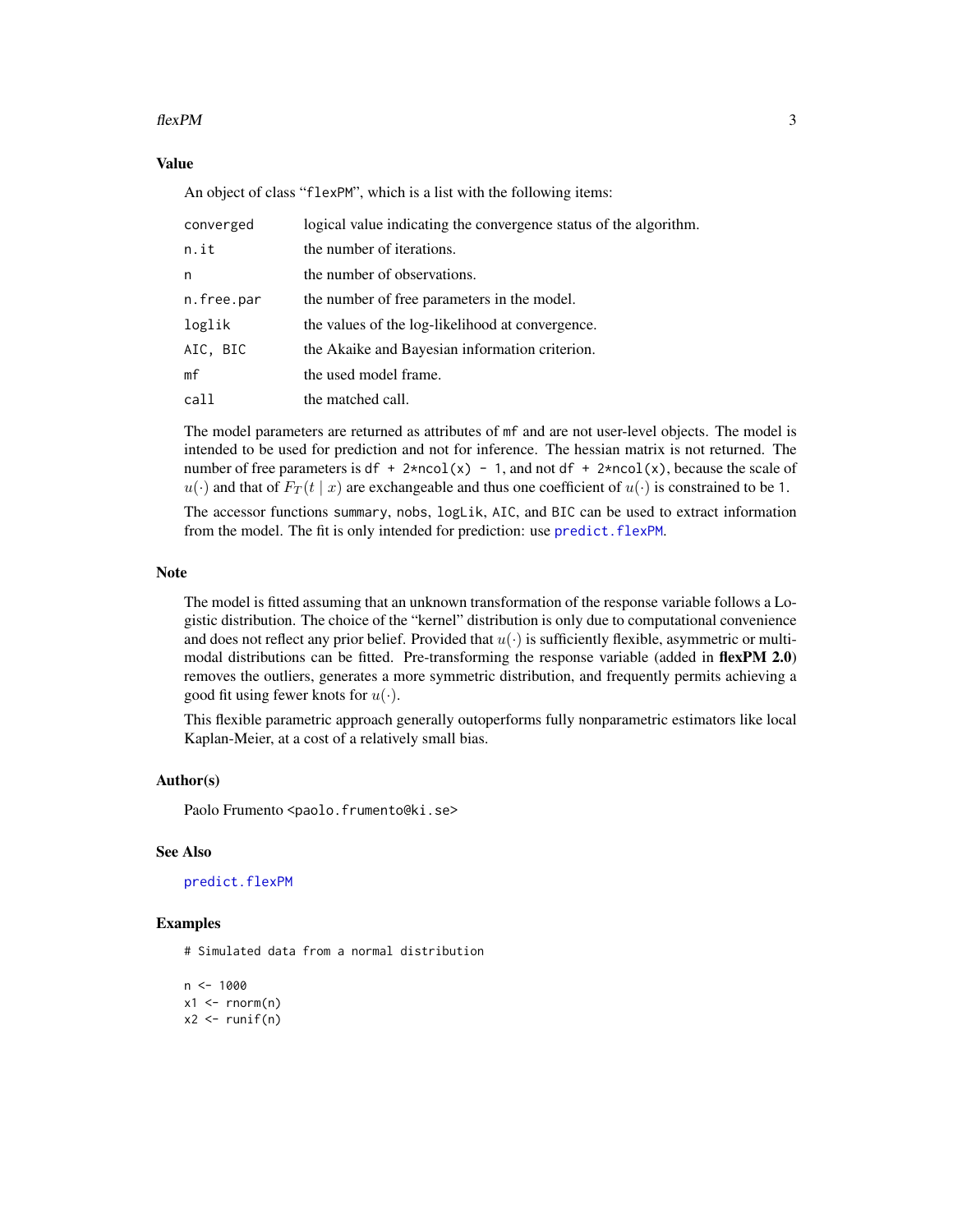## Value

An object of class "`flexPM`", which is a list with the following items:

| | |
|---|---|
| `converged` | logical value indicating the convergence status of the algorithm. |
| `n.it` | the number of iterations. |
| `n` | the number of observations. |
| `n.free.par` | the number of free parameters in the model. |
| `loglik` | the values of the log-likelihood at convergence. |
| `AIC, BIC` | the Akaike and Bayesian information criterion. |
| `mf` | the used model frame. |
| `call` | the matched call. |

The model parameters are returned as attributes of `mf` and are not user-level objects. The model is intended to be used for prediction and not for inference. The hessian matrix is not returned. The number of free parameters is `df + 2*ncol(x) - 1`, and not `df + 2*ncol(x)`, because the scale of $u(\cdot)$ and that of $F_T(t \mid x)$ are exchangeable and thus one coefficient of $u(\cdot)$ is constrained to be 1.

The accessor functions `summary`, `nobs`, `logLik`, `AIC`, and `BIC` can be used to extract information from the model. The fit is only intended for prediction: use `predict.flexPM`.

## Note

The model is fitted assuming that an unknown transformation of the response variable follows a Logistic distribution. The choice of the "kernel" distribution is only due to computational convenience and does not reflect any prior belief. Provided that $u(\cdot)$ is sufficiently flexible, asymmetric or multimodal distributions can be fitted. Pre-transforming the response variable (added in **flexPM 2.0**) removes the outliers, generates a more symmetric distribution, and frequently permits achieving a good fit using fewer knots for $u(\cdot)$.

This flexible parametric approach generally outoperforms fully nonparametric estimators like local Kaplan-Meier, at a cost of a relatively small bias.

## Author(s)

Paolo Frumento <paolo.frumento@ki.se>

## See Also

`predict.flexPM`

## Examples

```
# Simulated data from a normal distribution

n <- 1000
x1 <- rnorm(n)
x2 <- runif(n)
```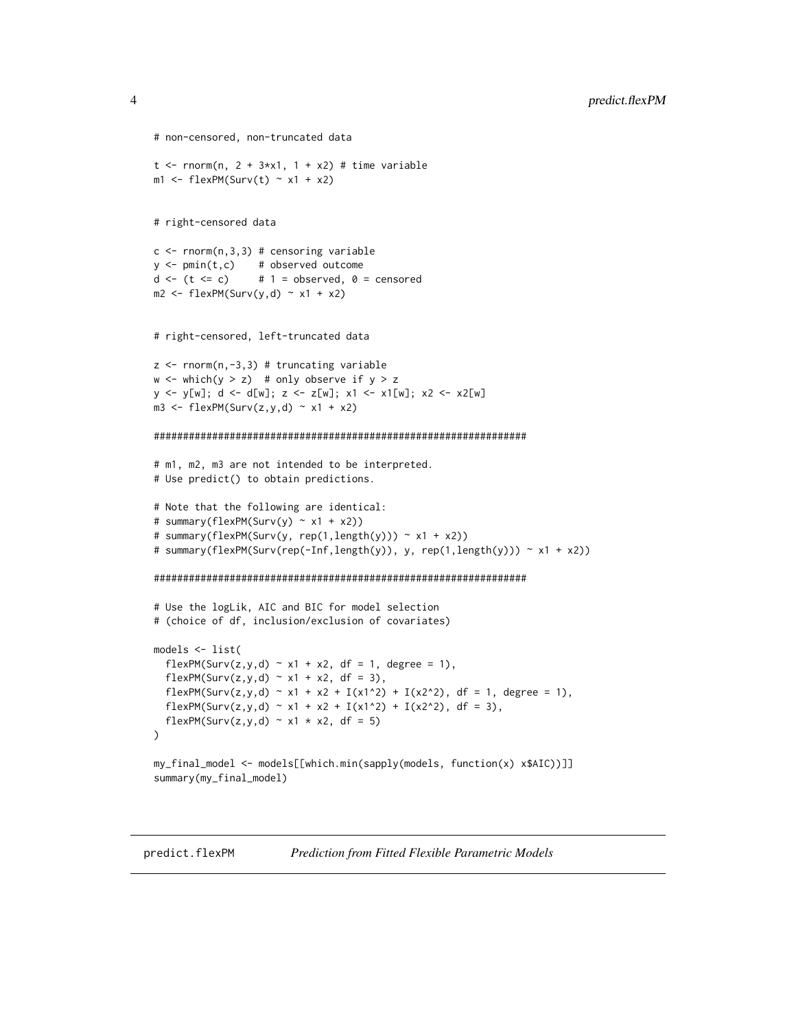```
# non-censored, non-truncated data

t <- rnorm(n, 2 + 3*x1, 1 + x2) # time variable
m1 <- flexPM(Surv(t) ~ x1 + x2)


# right-censored data

c <- rnorm(n,3,3) # censoring variable
y <- pmin(t,c)    # observed outcome
d <- (t <= c)     # 1 = observed, 0 = censored
m2 <- flexPM(Surv(y,d) ~ x1 + x2)


# right-censored, left-truncated data

z <- rnorm(n,-3,3) # truncating variable
w <- which(y > z)  # only observe if y > z
y <- y[w]; d <- d[w]; z <- z[w]; x1 <- x1[w]; x2 <- x2[w]
m3 <- flexPM(Surv(z,y,d) ~ x1 + x2)

#############################################################

# m1, m2, m3 are not intended to be interpreted.
# Use predict() to obtain predictions.

# Note that the following are identical:
# summary(flexPM(Surv(y) ~ x1 + x2))
# summary(flexPM(Surv(y, rep(1,length(y))) ~ x1 + x2))
# summary(flexPM(Surv(rep(-Inf,length(y)), y, rep(1,length(y))) ~ x1 + x2))

#############################################################

# Use the logLik, AIC and BIC for model selection
# (choice of df, inclusion/exclusion of covariates)

models <- list(
  flexPM(Surv(z,y,d) ~ x1 + x2, df = 1, degree = 1),
  flexPM(Surv(z,y,d) ~ x1 + x2, df = 3),
  flexPM(Surv(z,y,d) ~ x1 + x2 + I(x1^2) + I(x2^2), df = 1, degree = 1),
  flexPM(Surv(z,y,d) ~ x1 + x2 + I(x1^2) + I(x2^2), df = 3),
  flexPM(Surv(z,y,d) ~ x1 * x2, df = 5)
)

my_final_model <- models[[which.min(sapply(models, function(x) x$AIC))]]
summary(my_final_model)
```

## predict.flexPM *Prediction from Fitted Flexible Parametric Models*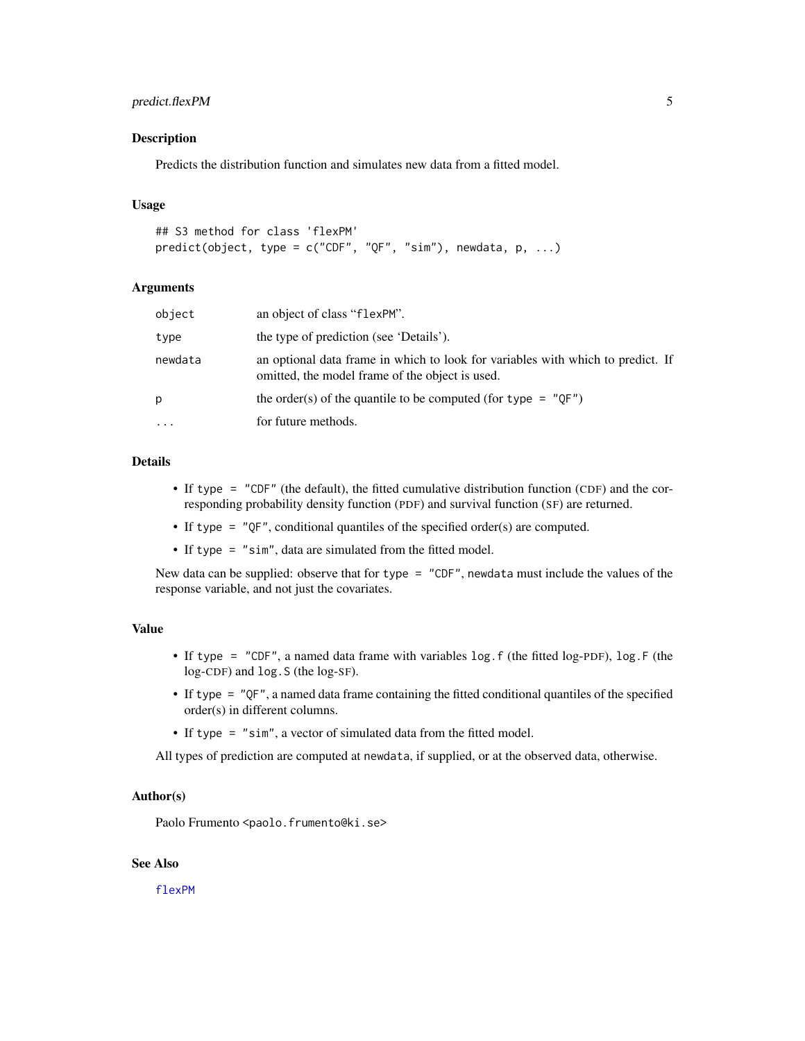## Description

Predicts the distribution function and simulates new data from a fitted model.

## Usage

```
## S3 method for class 'flexPM'
predict(object, type = c("CDF", "QF", "sim"), newdata, p, ...)
```

## Arguments

| | |
|---|---|
| `object` | an object of class "`flexPM`". |
| `type` | the type of prediction (see 'Details'). |
| `newdata` | an optional data frame in which to look for variables with which to predict. If omitted, the model frame of the object is used. |
| `p` | the order(s) of the quantile to be computed (for `type = "QF"`) |
| `...` | for future methods. |

## Details

- If `type = "CDF"` (the default), the fitted cumulative distribution function (CDF) and the corresponding probability density function (PDF) and survival function (SF) are returned.
- If `type = "QF"`, conditional quantiles of the specified order(s) are computed.
- If `type = "sim"`, data are simulated from the fitted model.

New data can be supplied: observe that for `type = "CDF"`, `newdata` must include the values of the response variable, and not just the covariates.

## Value

- If `type = "CDF"`, a named data frame with variables `log.f` (the fitted log-PDF), `log.F` (the log-CDF) and `log.S` (the log-SF).
- If `type = "QF"`, a named data frame containing the fitted conditional quantiles of the specified order(s) in different columns.
- If `type = "sim"`, a vector of simulated data from the fitted model.

All types of prediction are computed at `newdata`, if supplied, or at the observed data, otherwise.

## Author(s)

Paolo Frumento <`paolo.frumento@ki.se`>

## See Also

`flexPM`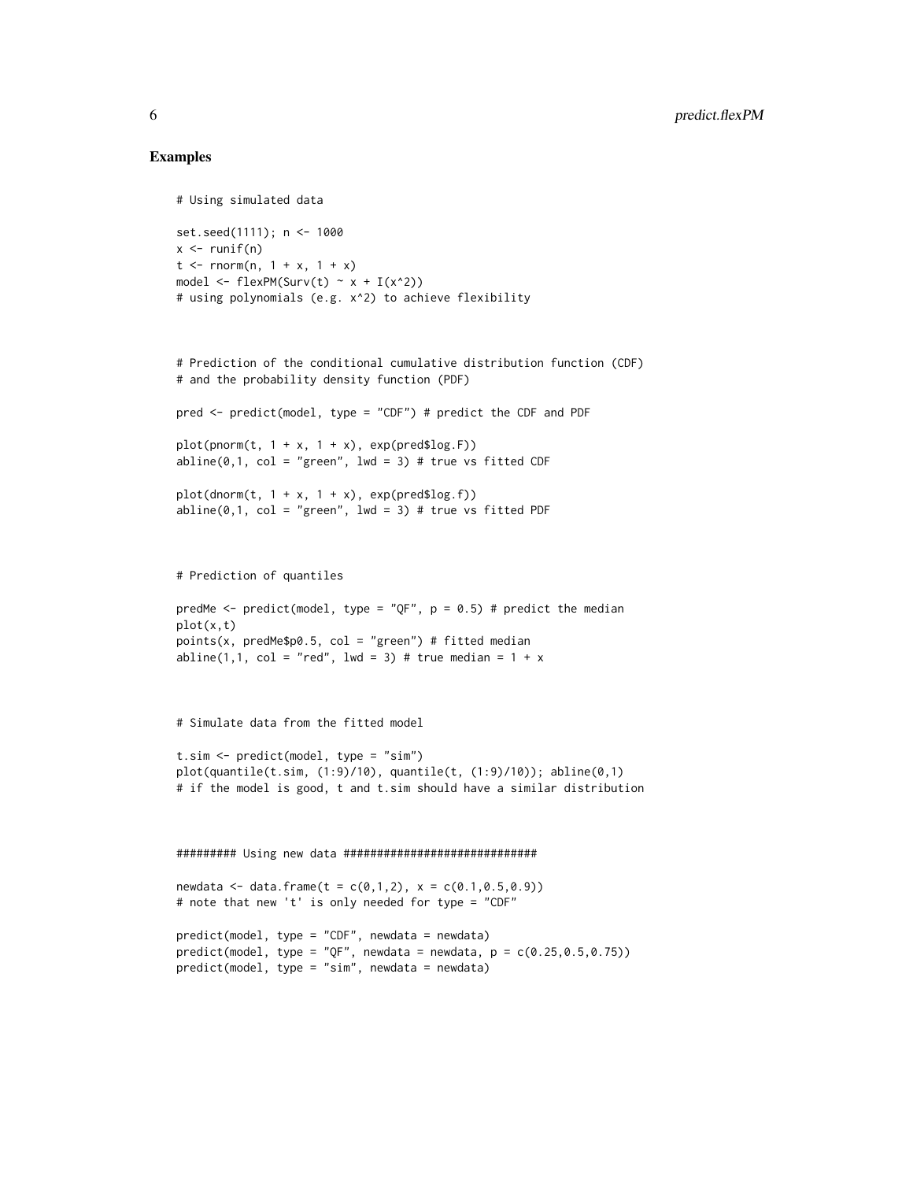## Examples

```
# Using simulated data

set.seed(1111); n <- 1000
x <- runif(n)
t <- rnorm(n, 1 + x, 1 + x)
model <- flexPM(Surv(t) ~ x + I(x^2))
# using polynomials (e.g. x^2) to achieve flexibility



# Prediction of the conditional cumulative distribution function (CDF)
# and the probability density function (PDF)

pred <- predict(model, type = "CDF") # predict the CDF and PDF

plot(pnorm(t, 1 + x, 1 + x), exp(pred$log.F))
abline(0,1, col = "green", lwd = 3) # true vs fitted CDF

plot(dnorm(t, 1 + x, 1 + x), exp(pred$log.f))
abline(0,1, col = "green", lwd = 3) # true vs fitted PDF



# Prediction of quantiles

predMe <- predict(model, type = "QF", p = 0.5) # predict the median
plot(x,t)
points(x, predMe$p0.5, col = "green") # fitted median
abline(1,1, col = "red", lwd = 3) # true median = 1 + x



# Simulate data from the fitted model

t.sim <- predict(model, type = "sim")
plot(quantile(t.sim, (1:9)/10), quantile(t, (1:9)/10)); abline(0,1)
# if the model is good, t and t.sim should have a similar distribution



######### Using new data #############################

newdata <- data.frame(t = c(0,1,2), x = c(0.1,0.5,0.9))
# note that new 't' is only needed for type = "CDF"

predict(model, type = "CDF", newdata = newdata)
predict(model, type = "QF", newdata = newdata, p = c(0.25,0.5,0.75))
predict(model, type = "sim", newdata = newdata)
```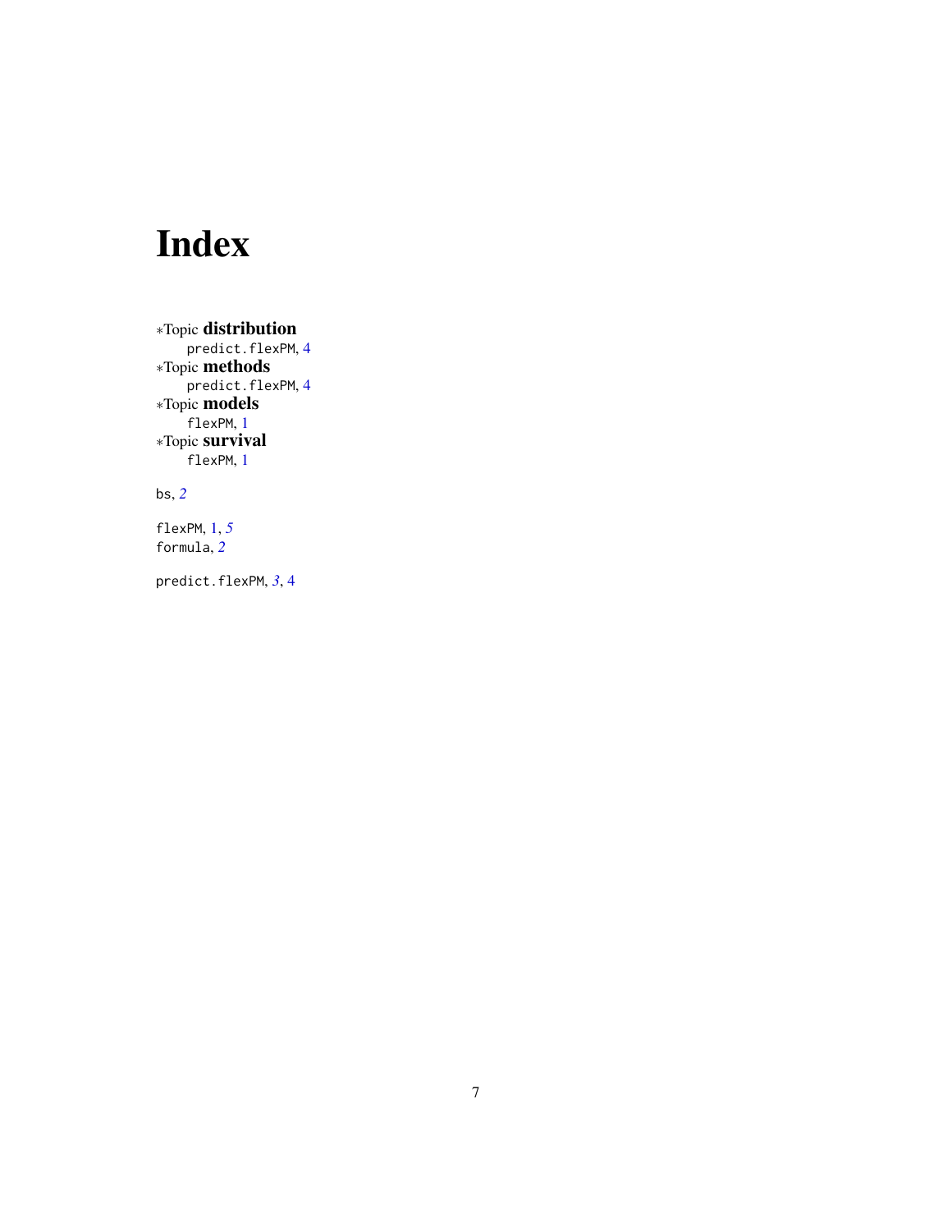# Index

*Topic **distribution**
    predict.flexPM, 4
*Topic **methods**
    predict.flexPM, 4
*Topic **models**
    flexPM, 1
*Topic **survival**
    flexPM, 1

bs, *2*

flexPM, 1, *5*
formula, *2*

predict.flexPM, *3*, 4